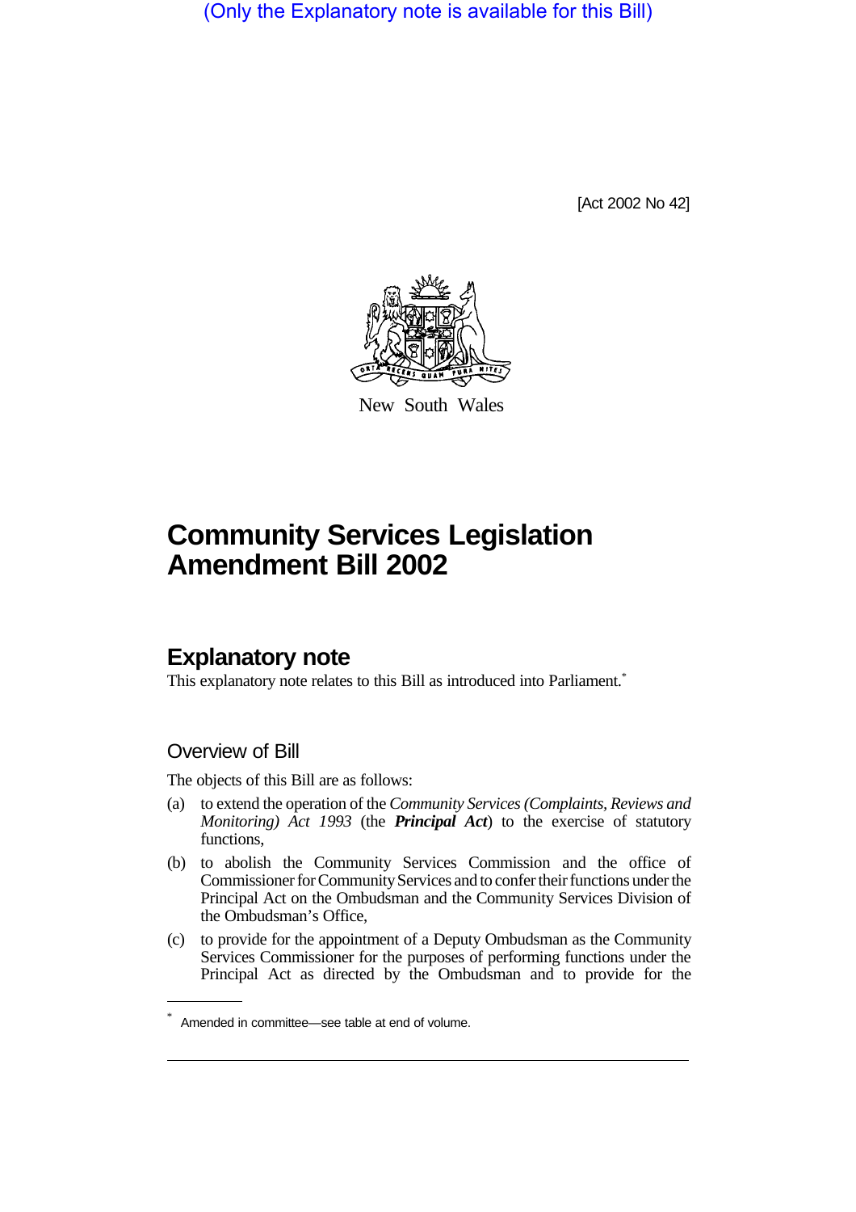(Only the Explanatory note is available for this Bill)

[Act 2002 No 42]

New South Wales

# Community Services Legislation Amendment Bill 2002

## Explanatory note

This explanatory note relates to this Bill as introduced into Parliament.*

### Overview of Bill

The objects of this Bill are as follows:

(a) to extend the operation of the *Community Services (Complaints, Reviews and Monitoring) Act 1993* (the ***Principal Act***) to the exercise of statutory functions,

(b) to abolish the Community Services Commission and the office of Commissioner for Community Services and to confer their functions under the Principal Act on the Ombudsman and the Community Services Division of the Ombudsman's Office,

(c) to provide for the appointment of a Deputy Ombudsman as the Community Services Commissioner for the purposes of performing functions under the Principal Act as directed by the Ombudsman and to provide for the

* Amended in committee—see table at end of volume.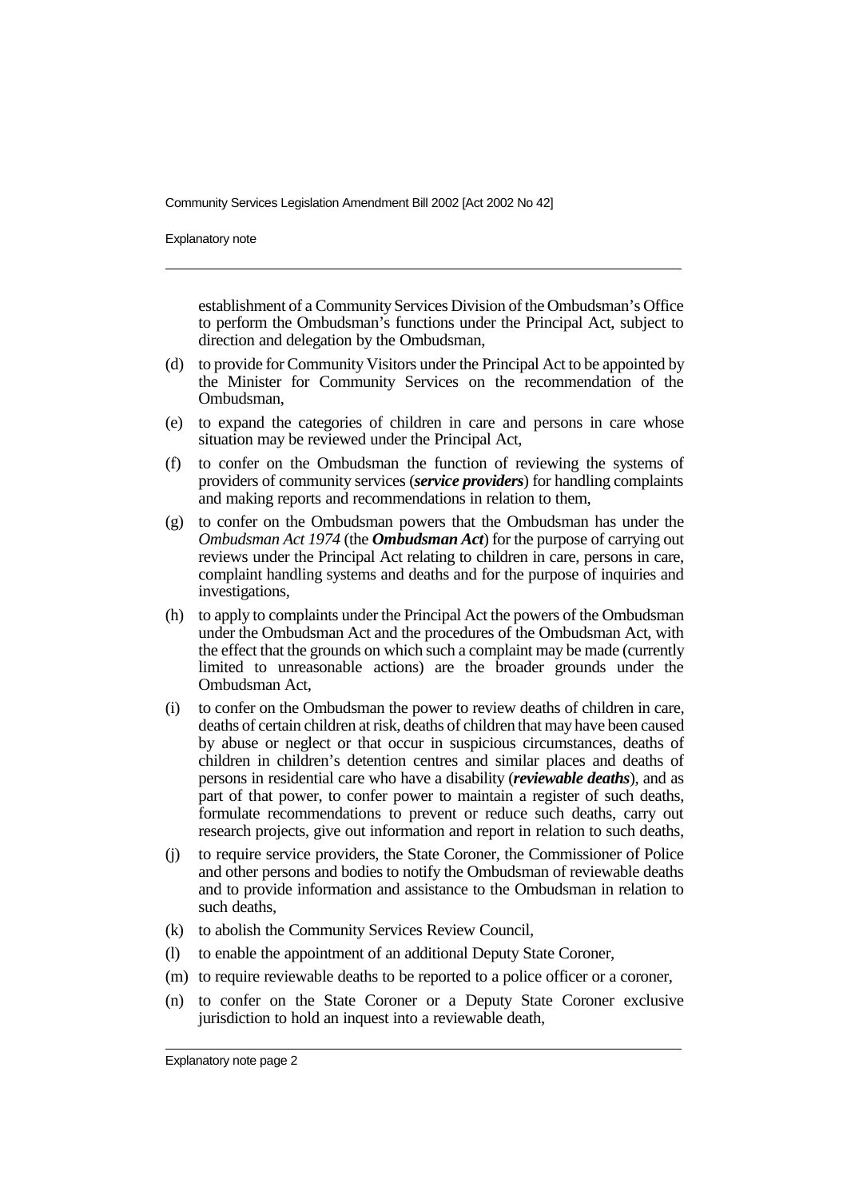establishment of a Community Services Division of the Ombudsman's Office to perform the Ombudsman's functions under the Principal Act, subject to direction and delegation by the Ombudsman,

(d) to provide for Community Visitors under the Principal Act to be appointed by the Minister for Community Services on the recommendation of the Ombudsman,

(e) to expand the categories of children in care and persons in care whose situation may be reviewed under the Principal Act,

(f) to confer on the Ombudsman the function of reviewing the systems of providers of community services (***service providers***) for handling complaints and making reports and recommendations in relation to them,

(g) to confer on the Ombudsman powers that the Ombudsman has under the *Ombudsman Act 1974* (the ***Ombudsman Act***) for the purpose of carrying out reviews under the Principal Act relating to children in care, persons in care, complaint handling systems and deaths and for the purpose of inquiries and investigations,

(h) to apply to complaints under the Principal Act the powers of the Ombudsman under the Ombudsman Act and the procedures of the Ombudsman Act, with the effect that the grounds on which such a complaint may be made (currently limited to unreasonable actions) are the broader grounds under the Ombudsman Act,

(i) to confer on the Ombudsman the power to review deaths of children in care, deaths of certain children at risk, deaths of children that may have been caused by abuse or neglect or that occur in suspicious circumstances, deaths of children in children's detention centres and similar places and deaths of persons in residential care who have a disability (***reviewable deaths***), and as part of that power, to confer power to maintain a register of such deaths, formulate recommendations to prevent or reduce such deaths, carry out research projects, give out information and report in relation to such deaths,

(j) to require service providers, the State Coroner, the Commissioner of Police and other persons and bodies to notify the Ombudsman of reviewable deaths and to provide information and assistance to the Ombudsman in relation to such deaths,

(k) to abolish the Community Services Review Council,

(l) to enable the appointment of an additional Deputy State Coroner,

(m) to require reviewable deaths to be reported to a police officer or a coroner,

(n) to confer on the State Coroner or a Deputy State Coroner exclusive jurisdiction to hold an inquest into a reviewable death,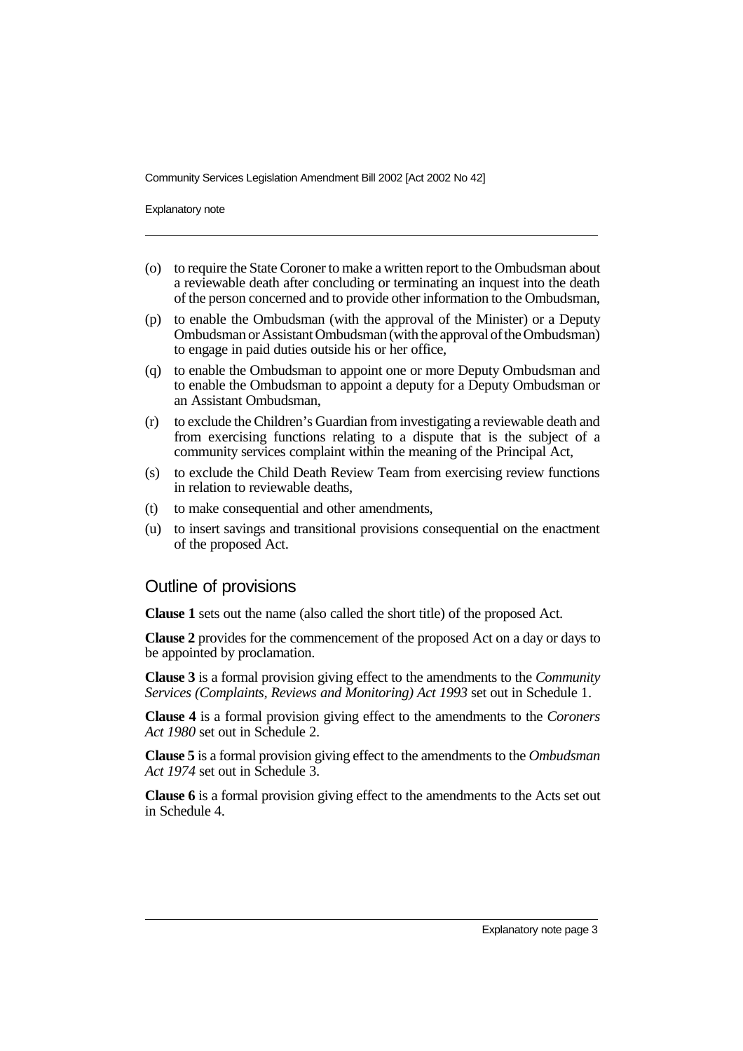(o) to require the State Coroner to make a written report to the Ombudsman about a reviewable death after concluding or terminating an inquest into the death of the person concerned and to provide other information to the Ombudsman,

(p) to enable the Ombudsman (with the approval of the Minister) or a Deputy Ombudsman or Assistant Ombudsman (with the approval of the Ombudsman) to engage in paid duties outside his or her office,

(q) to enable the Ombudsman to appoint one or more Deputy Ombudsman and to enable the Ombudsman to appoint a deputy for a Deputy Ombudsman or an Assistant Ombudsman,

(r) to exclude the Children's Guardian from investigating a reviewable death and from exercising functions relating to a dispute that is the subject of a community services complaint within the meaning of the Principal Act,

(s) to exclude the Child Death Review Team from exercising review functions in relation to reviewable deaths,

(t) to make consequential and other amendments,

(u) to insert savings and transitional provisions consequential on the enactment of the proposed Act.

## Outline of provisions

**Clause 1** sets out the name (also called the short title) of the proposed Act.

**Clause 2** provides for the commencement of the proposed Act on a day or days to be appointed by proclamation.

**Clause 3** is a formal provision giving effect to the amendments to the *Community Services (Complaints, Reviews and Monitoring) Act 1993* set out in Schedule 1.

**Clause 4** is a formal provision giving effect to the amendments to the *Coroners Act 1980* set out in Schedule 2.

**Clause 5** is a formal provision giving effect to the amendments to the *Ombudsman Act 1974* set out in Schedule 3.

**Clause 6** is a formal provision giving effect to the amendments to the Acts set out in Schedule 4.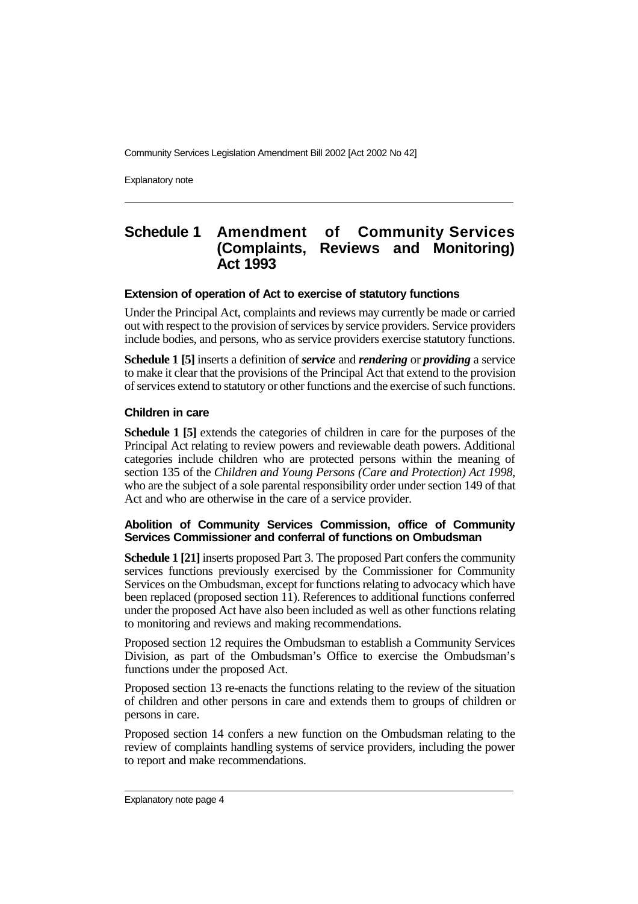## Schedule 1 Amendment of Community Services (Complaints, Reviews and Monitoring) Act 1993

### Extension of operation of Act to exercise of statutory functions

Under the Principal Act, complaints and reviews may currently be made or carried out with respect to the provision of services by service providers. Service providers include bodies, and persons, who as service providers exercise statutory functions.

**Schedule 1 [5]** inserts a definition of ***service*** and ***rendering*** or ***providing*** a service to make it clear that the provisions of the Principal Act that extend to the provision of services extend to statutory or other functions and the exercise of such functions.

### Children in care

**Schedule 1 [5]** extends the categories of children in care for the purposes of the Principal Act relating to review powers and reviewable death powers. Additional categories include children who are protected persons within the meaning of section 135 of the *Children and Young Persons (Care and Protection) Act 1998*, who are the subject of a sole parental responsibility order under section 149 of that Act and who are otherwise in the care of a service provider.

### Abolition of Community Services Commission, office of Community Services Commissioner and conferral of functions on Ombudsman

**Schedule 1 [21]** inserts proposed Part 3. The proposed Part confers the community services functions previously exercised by the Commissioner for Community Services on the Ombudsman, except for functions relating to advocacy which have been replaced (proposed section 11). References to additional functions conferred under the proposed Act have also been included as well as other functions relating to monitoring and reviews and making recommendations.

Proposed section 12 requires the Ombudsman to establish a Community Services Division, as part of the Ombudsman's Office to exercise the Ombudsman's functions under the proposed Act.

Proposed section 13 re-enacts the functions relating to the review of the situation of children and other persons in care and extends them to groups of children or persons in care.

Proposed section 14 confers a new function on the Ombudsman relating to the review of complaints handling systems of service providers, including the power to report and make recommendations.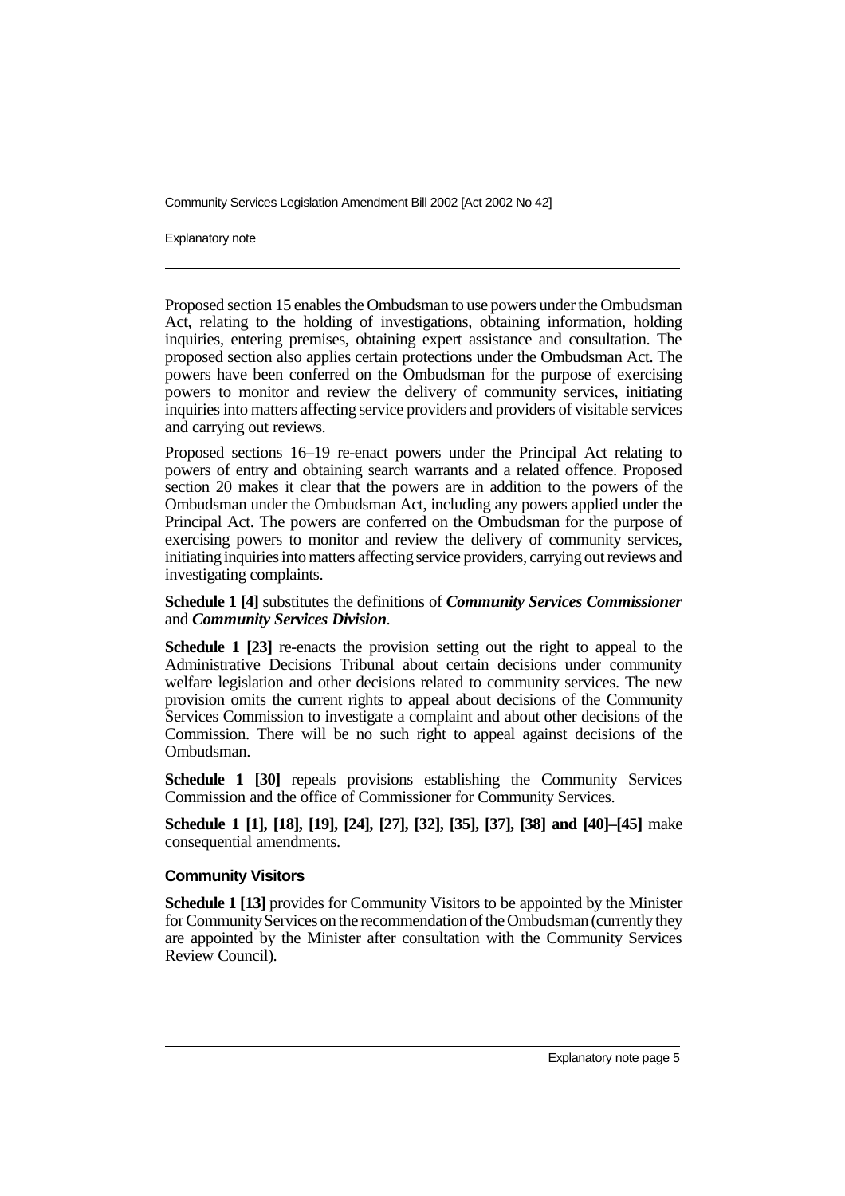Proposed section 15 enables the Ombudsman to use powers under the Ombudsman Act, relating to the holding of investigations, obtaining information, holding inquiries, entering premises, obtaining expert assistance and consultation. The proposed section also applies certain protections under the Ombudsman Act. The powers have been conferred on the Ombudsman for the purpose of exercising powers to monitor and review the delivery of community services, initiating inquiries into matters affecting service providers and providers of visitable services and carrying out reviews.

Proposed sections 16–19 re-enact powers under the Principal Act relating to powers of entry and obtaining search warrants and a related offence. Proposed section 20 makes it clear that the powers are in addition to the powers of the Ombudsman under the Ombudsman Act, including any powers applied under the Principal Act. The powers are conferred on the Ombudsman for the purpose of exercising powers to monitor and review the delivery of community services, initiating inquiries into matters affecting service providers, carrying out reviews and investigating complaints.

**Schedule 1 [4]** substitutes the definitions of ***Community Services Commissioner*** and ***Community Services Division***.

**Schedule 1 [23]** re-enacts the provision setting out the right to appeal to the Administrative Decisions Tribunal about certain decisions under community welfare legislation and other decisions related to community services. The new provision omits the current rights to appeal about decisions of the Community Services Commission to investigate a complaint and about other decisions of the Commission. There will be no such right to appeal against decisions of the Ombudsman.

**Schedule 1 [30]** repeals provisions establishing the Community Services Commission and the office of Commissioner for Community Services.

**Schedule 1 [1], [18], [19], [24], [27], [32], [35], [37], [38] and [40]–[45]** make consequential amendments.

### Community Visitors

**Schedule 1 [13]** provides for Community Visitors to be appointed by the Minister for Community Services on the recommendation of the Ombudsman (currently they are appointed by the Minister after consultation with the Community Services Review Council).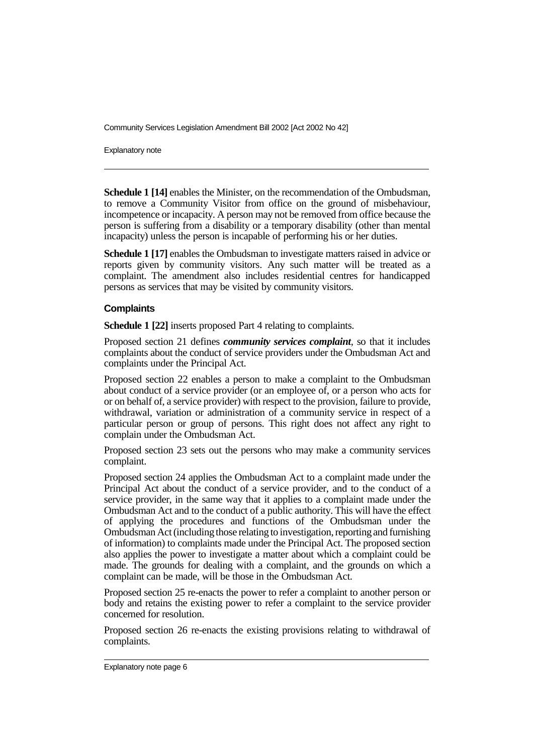**Schedule 1 [14]** enables the Minister, on the recommendation of the Ombudsman, to remove a Community Visitor from office on the ground of misbehaviour, incompetence or incapacity. A person may not be removed from office because the person is suffering from a disability or a temporary disability (other than mental incapacity) unless the person is incapable of performing his or her duties.

**Schedule 1 [17]** enables the Ombudsman to investigate matters raised in advice or reports given by community visitors. Any such matter will be treated as a complaint. The amendment also includes residential centres for handicapped persons as services that may be visited by community visitors.

### Complaints

**Schedule 1 [22]** inserts proposed Part 4 relating to complaints.

Proposed section 21 defines ***community services complaint***, so that it includes complaints about the conduct of service providers under the Ombudsman Act and complaints under the Principal Act.

Proposed section 22 enables a person to make a complaint to the Ombudsman about conduct of a service provider (or an employee of, or a person who acts for or on behalf of, a service provider) with respect to the provision, failure to provide, withdrawal, variation or administration of a community service in respect of a particular person or group of persons. This right does not affect any right to complain under the Ombudsman Act.

Proposed section 23 sets out the persons who may make a community services complaint.

Proposed section 24 applies the Ombudsman Act to a complaint made under the Principal Act about the conduct of a service provider, and to the conduct of a service provider, in the same way that it applies to a complaint made under the Ombudsman Act and to the conduct of a public authority. This will have the effect of applying the procedures and functions of the Ombudsman under the Ombudsman Act (including those relating to investigation, reporting and furnishing of information) to complaints made under the Principal Act. The proposed section also applies the power to investigate a matter about which a complaint could be made. The grounds for dealing with a complaint, and the grounds on which a complaint can be made, will be those in the Ombudsman Act.

Proposed section 25 re-enacts the power to refer a complaint to another person or body and retains the existing power to refer a complaint to the service provider concerned for resolution.

Proposed section 26 re-enacts the existing provisions relating to withdrawal of complaints.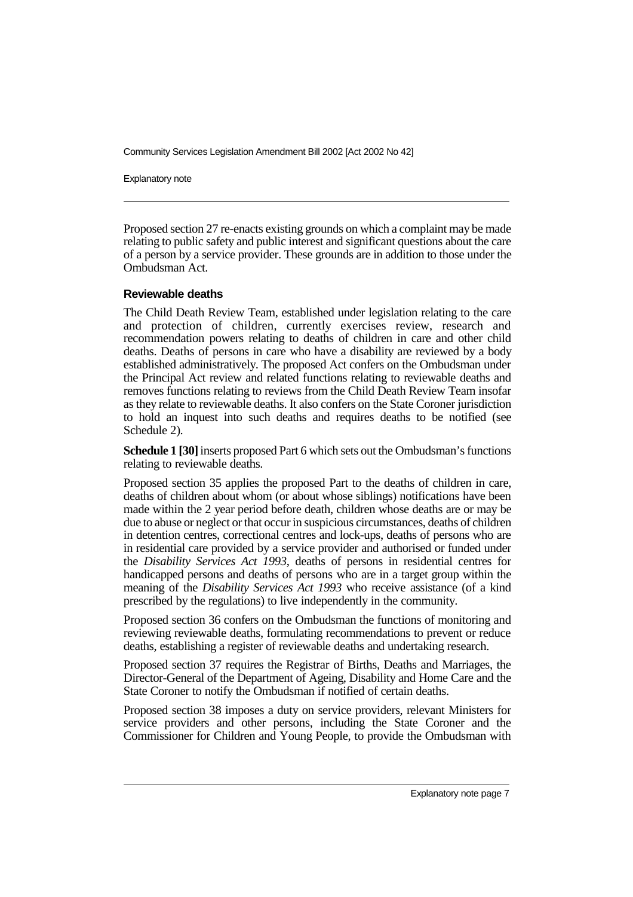Proposed section 27 re-enacts existing grounds on which a complaint may be made relating to public safety and public interest and significant questions about the care of a person by a service provider. These grounds are in addition to those under the Ombudsman Act.

### Reviewable deaths

The Child Death Review Team, established under legislation relating to the care and protection of children, currently exercises review, research and recommendation powers relating to deaths of children in care and other child deaths. Deaths of persons in care who have a disability are reviewed by a body established administratively. The proposed Act confers on the Ombudsman under the Principal Act review and related functions relating to reviewable deaths and removes functions relating to reviews from the Child Death Review Team insofar as they relate to reviewable deaths. It also confers on the State Coroner jurisdiction to hold an inquest into such deaths and requires deaths to be notified (see Schedule 2).

**Schedule 1 [30]** inserts proposed Part 6 which sets out the Ombudsman's functions relating to reviewable deaths.

Proposed section 35 applies the proposed Part to the deaths of children in care, deaths of children about whom (or about whose siblings) notifications have been made within the 2 year period before death, children whose deaths are or may be due to abuse or neglect or that occur in suspicious circumstances, deaths of children in detention centres, correctional centres and lock-ups, deaths of persons who are in residential care provided by a service provider and authorised or funded under the *Disability Services Act 1993*, deaths of persons in residential centres for handicapped persons and deaths of persons who are in a target group within the meaning of the *Disability Services Act 1993* who receive assistance (of a kind prescribed by the regulations) to live independently in the community.

Proposed section 36 confers on the Ombudsman the functions of monitoring and reviewing reviewable deaths, formulating recommendations to prevent or reduce deaths, establishing a register of reviewable deaths and undertaking research.

Proposed section 37 requires the Registrar of Births, Deaths and Marriages, the Director-General of the Department of Ageing, Disability and Home Care and the State Coroner to notify the Ombudsman if notified of certain deaths.

Proposed section 38 imposes a duty on service providers, relevant Ministers for service providers and other persons, including the State Coroner and the Commissioner for Children and Young People, to provide the Ombudsman with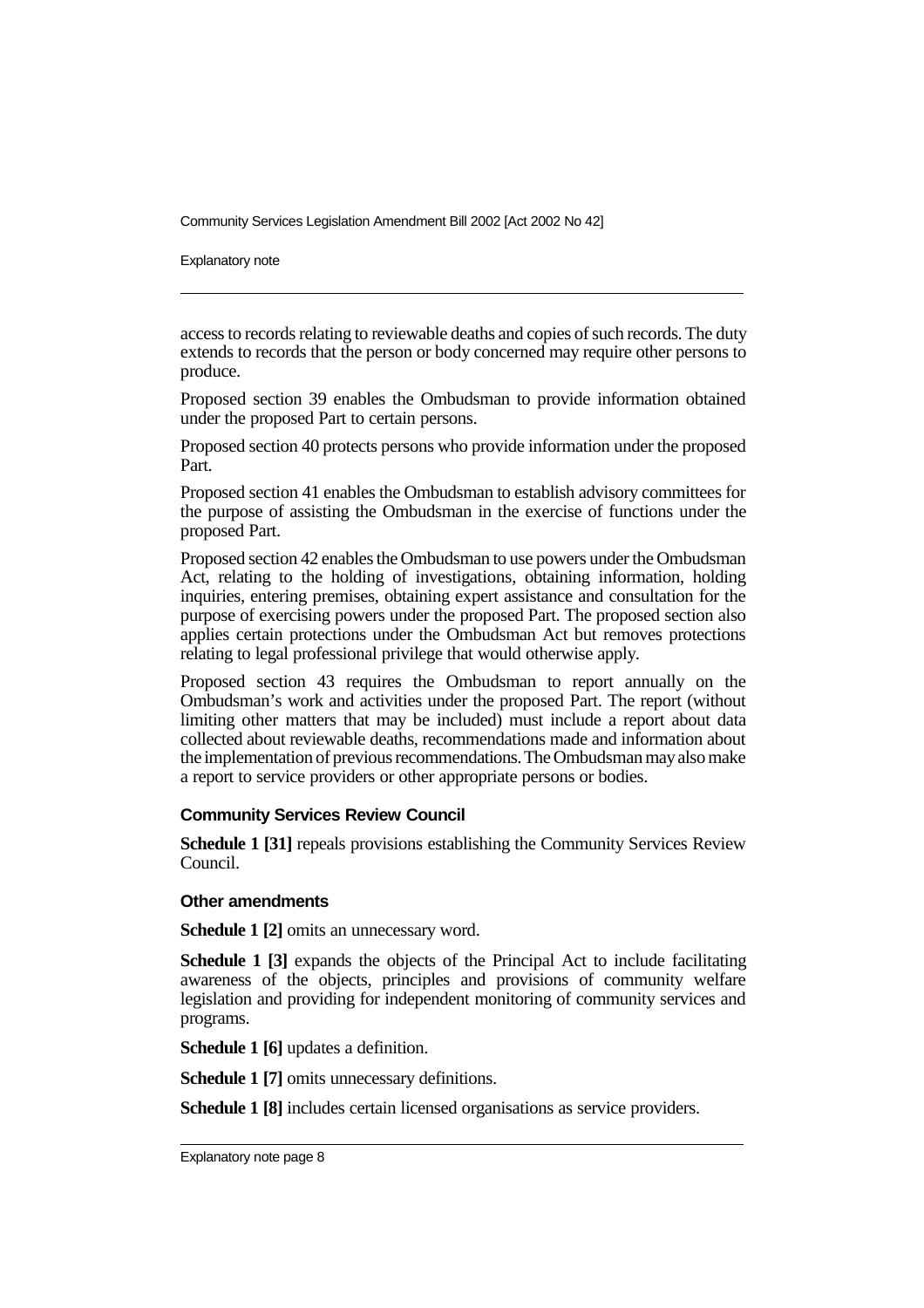access to records relating to reviewable deaths and copies of such records. The duty extends to records that the person or body concerned may require other persons to produce.

Proposed section 39 enables the Ombudsman to provide information obtained under the proposed Part to certain persons.

Proposed section 40 protects persons who provide information under the proposed Part.

Proposed section 41 enables the Ombudsman to establish advisory committees for the purpose of assisting the Ombudsman in the exercise of functions under the proposed Part.

Proposed section 42 enables the Ombudsman to use powers under the Ombudsman Act, relating to the holding of investigations, obtaining information, holding inquiries, entering premises, obtaining expert assistance and consultation for the purpose of exercising powers under the proposed Part. The proposed section also applies certain protections under the Ombudsman Act but removes protections relating to legal professional privilege that would otherwise apply.

Proposed section 43 requires the Ombudsman to report annually on the Ombudsman's work and activities under the proposed Part. The report (without limiting other matters that may be included) must include a report about data collected about reviewable deaths, recommendations made and information about the implementation of previous recommendations. The Ombudsman may also make a report to service providers or other appropriate persons or bodies.

### Community Services Review Council

**Schedule 1 [31]** repeals provisions establishing the Community Services Review Council.

### Other amendments

**Schedule 1 [2]** omits an unnecessary word.

**Schedule 1 [3]** expands the objects of the Principal Act to include facilitating awareness of the objects, principles and provisions of community welfare legislation and providing for independent monitoring of community services and programs.

**Schedule 1 [6]** updates a definition.

**Schedule 1 [7]** omits unnecessary definitions.

**Schedule 1 [8]** includes certain licensed organisations as service providers.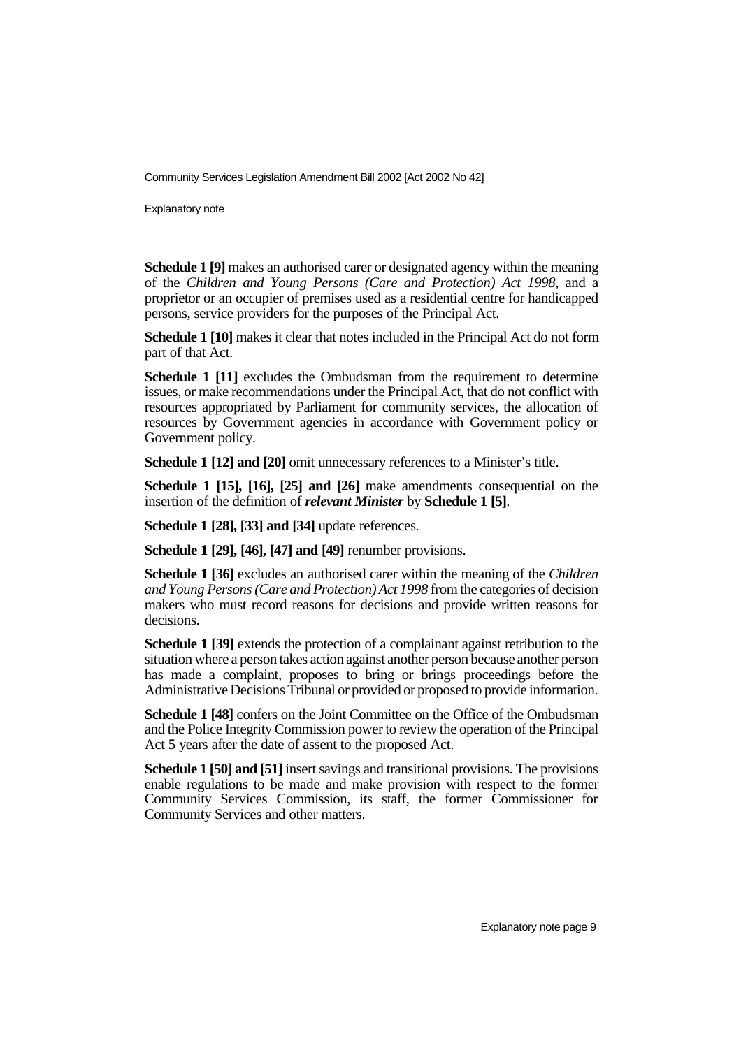**Schedule 1 [9]** makes an authorised carer or designated agency within the meaning of the *Children and Young Persons (Care and Protection) Act 1998*, and a proprietor or an occupier of premises used as a residential centre for handicapped persons, service providers for the purposes of the Principal Act.

**Schedule 1 [10]** makes it clear that notes included in the Principal Act do not form part of that Act.

**Schedule 1 [11]** excludes the Ombudsman from the requirement to determine issues, or make recommendations under the Principal Act, that do not conflict with resources appropriated by Parliament for community services, the allocation of resources by Government agencies in accordance with Government policy or Government policy.

**Schedule 1 [12] and [20]** omit unnecessary references to a Minister's title.

**Schedule 1 [15], [16], [25] and [26]** make amendments consequential on the insertion of the definition of ***relevant Minister*** by **Schedule 1 [5]**.

**Schedule 1 [28], [33] and [34]** update references.

**Schedule 1 [29], [46], [47] and [49]** renumber provisions.

**Schedule 1 [36]** excludes an authorised carer within the meaning of the *Children and Young Persons (Care and Protection) Act 1998* from the categories of decision makers who must record reasons for decisions and provide written reasons for decisions.

**Schedule 1 [39]** extends the protection of a complainant against retribution to the situation where a person takes action against another person because another person has made a complaint, proposes to bring or brings proceedings before the Administrative Decisions Tribunal or provided or proposed to provide information.

**Schedule 1 [48]** confers on the Joint Committee on the Office of the Ombudsman and the Police Integrity Commission power to review the operation of the Principal Act 5 years after the date of assent to the proposed Act.

**Schedule 1 [50] and [51]** insert savings and transitional provisions. The provisions enable regulations to be made and make provision with respect to the former Community Services Commission, its staff, the former Commissioner for Community Services and other matters.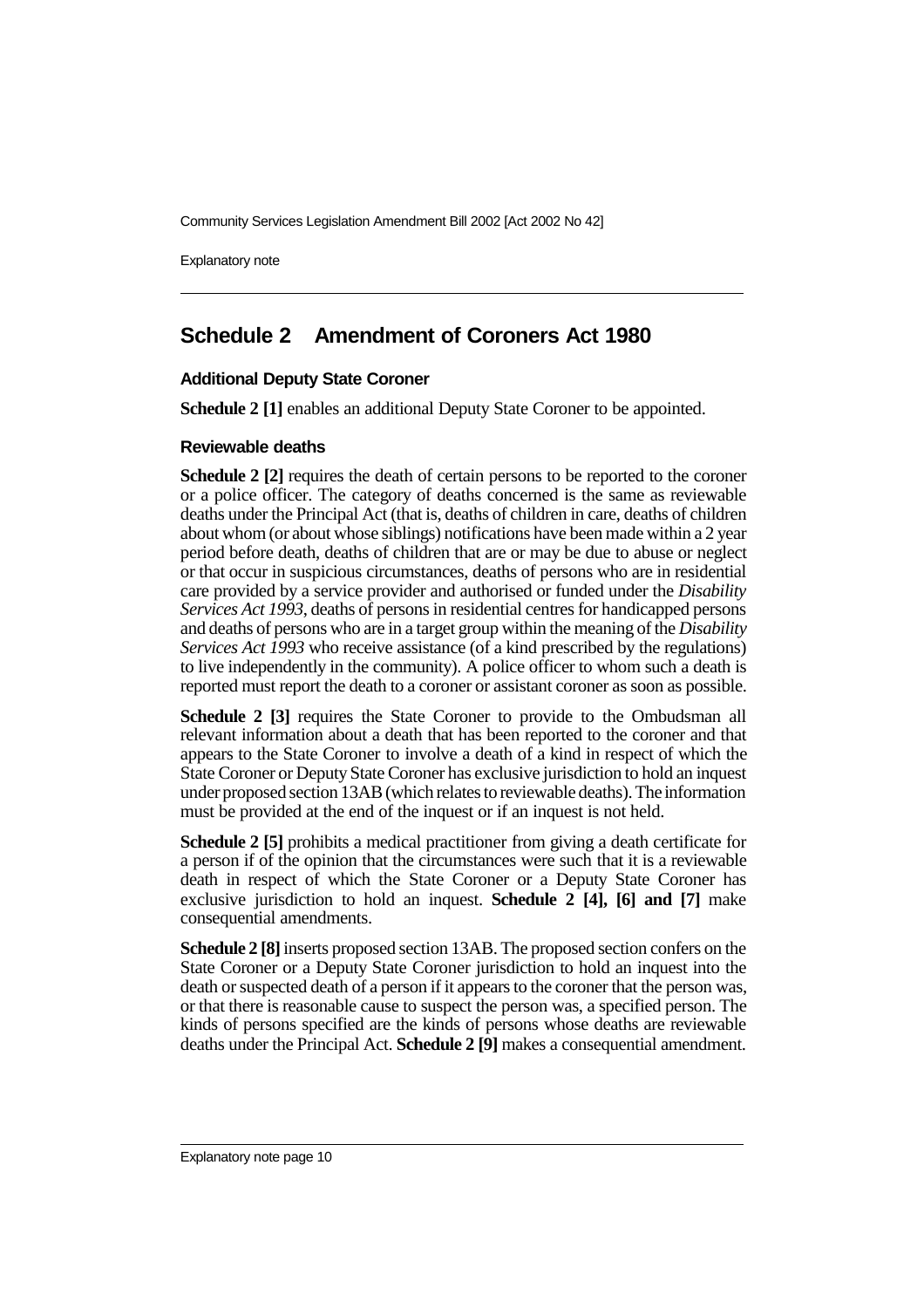## Schedule 2 Amendment of Coroners Act 1980

### Additional Deputy State Coroner

**Schedule 2 [1]** enables an additional Deputy State Coroner to be appointed.

### Reviewable deaths

**Schedule 2 [2]** requires the death of certain persons to be reported to the coroner or a police officer. The category of deaths concerned is the same as reviewable deaths under the Principal Act (that is, deaths of children in care, deaths of children about whom (or about whose siblings) notifications have been made within a 2 year period before death, deaths of children that are or may be due to abuse or neglect or that occur in suspicious circumstances, deaths of persons who are in residential care provided by a service provider and authorised or funded under the *Disability Services Act 1993*, deaths of persons in residential centres for handicapped persons and deaths of persons who are in a target group within the meaning of the *Disability Services Act 1993* who receive assistance (of a kind prescribed by the regulations) to live independently in the community). A police officer to whom such a death is reported must report the death to a coroner or assistant coroner as soon as possible.

**Schedule 2 [3]** requires the State Coroner to provide to the Ombudsman all relevant information about a death that has been reported to the coroner and that appears to the State Coroner to involve a death of a kind in respect of which the State Coroner or Deputy State Coroner has exclusive jurisdiction to hold an inquest under proposed section 13AB (which relates to reviewable deaths). The information must be provided at the end of the inquest or if an inquest is not held.

**Schedule 2 [5]** prohibits a medical practitioner from giving a death certificate for a person if of the opinion that the circumstances were such that it is a reviewable death in respect of which the State Coroner or a Deputy State Coroner has exclusive jurisdiction to hold an inquest. **Schedule 2 [4], [6] and [7]** make consequential amendments.

**Schedule 2 [8]** inserts proposed section 13AB. The proposed section confers on the State Coroner or a Deputy State Coroner jurisdiction to hold an inquest into the death or suspected death of a person if it appears to the coroner that the person was, or that there is reasonable cause to suspect the person was, a specified person. The kinds of persons specified are the kinds of persons whose deaths are reviewable deaths under the Principal Act. **Schedule 2 [9]** makes a consequential amendment.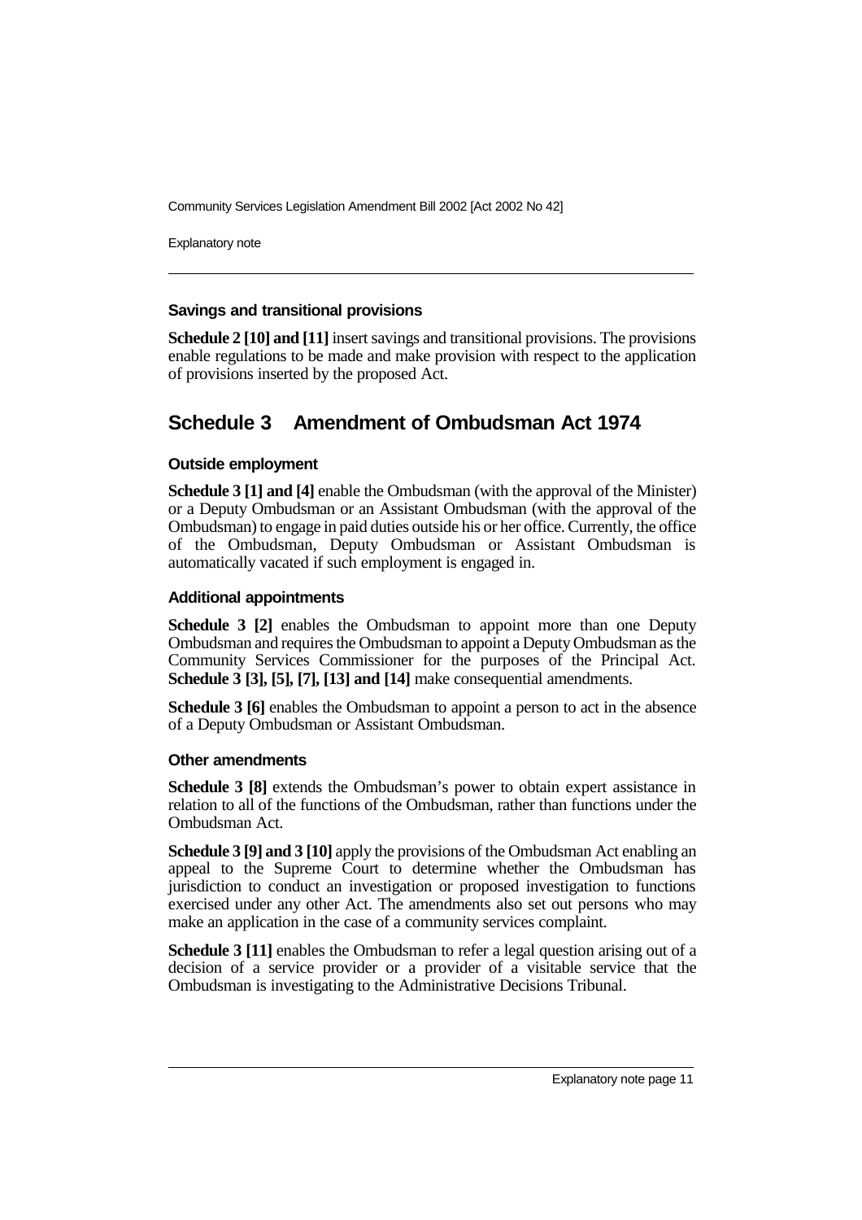### Savings and transitional provisions

**Schedule 2 [10] and [11]** insert savings and transitional provisions. The provisions enable regulations to be made and make provision with respect to the application of provisions inserted by the proposed Act.

## Schedule 3 Amendment of Ombudsman Act 1974

### Outside employment

**Schedule 3 [1] and [4]** enable the Ombudsman (with the approval of the Minister) or a Deputy Ombudsman or an Assistant Ombudsman (with the approval of the Ombudsman) to engage in paid duties outside his or her office. Currently, the office of the Ombudsman, Deputy Ombudsman or Assistant Ombudsman is automatically vacated if such employment is engaged in.

### Additional appointments

**Schedule 3 [2]** enables the Ombudsman to appoint more than one Deputy Ombudsman and requires the Ombudsman to appoint a Deputy Ombudsman as the Community Services Commissioner for the purposes of the Principal Act. **Schedule 3 [3], [5], [7], [13] and [14]** make consequential amendments.

**Schedule 3 [6]** enables the Ombudsman to appoint a person to act in the absence of a Deputy Ombudsman or Assistant Ombudsman.

### Other amendments

**Schedule 3 [8]** extends the Ombudsman's power to obtain expert assistance in relation to all of the functions of the Ombudsman, rather than functions under the Ombudsman Act.

**Schedule 3 [9] and 3 [10]** apply the provisions of the Ombudsman Act enabling an appeal to the Supreme Court to determine whether the Ombudsman has jurisdiction to conduct an investigation or proposed investigation to functions exercised under any other Act. The amendments also set out persons who may make an application in the case of a community services complaint.

**Schedule 3 [11]** enables the Ombudsman to refer a legal question arising out of a decision of a service provider or a provider of a visitable service that the Ombudsman is investigating to the Administrative Decisions Tribunal.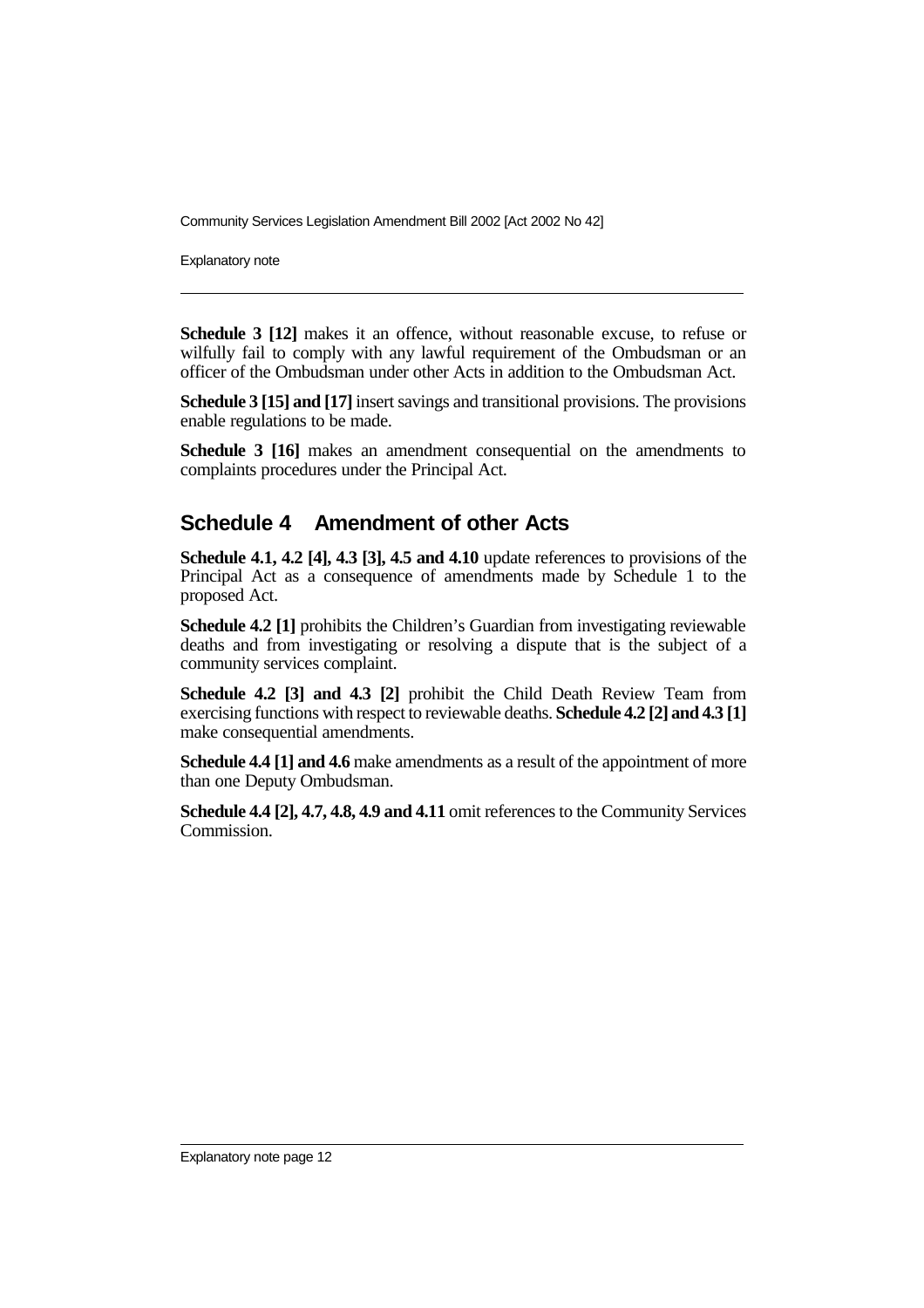**Schedule 3 [12]** makes it an offence, without reasonable excuse, to refuse or wilfully fail to comply with any lawful requirement of the Ombudsman or an officer of the Ombudsman under other Acts in addition to the Ombudsman Act.

**Schedule 3 [15] and [17]** insert savings and transitional provisions. The provisions enable regulations to be made.

**Schedule 3 [16]** makes an amendment consequential on the amendments to complaints procedures under the Principal Act.

## Schedule 4 Amendment of other Acts

**Schedule 4.1, 4.2 [4], 4.3 [3], 4.5 and 4.10** update references to provisions of the Principal Act as a consequence of amendments made by Schedule 1 to the proposed Act.

**Schedule 4.2 [1]** prohibits the Children's Guardian from investigating reviewable deaths and from investigating or resolving a dispute that is the subject of a community services complaint.

**Schedule 4.2 [3] and 4.3 [2]** prohibit the Child Death Review Team from exercising functions with respect to reviewable deaths. **Schedule 4.2 [2] and 4.3 [1]** make consequential amendments.

**Schedule 4.4 [1] and 4.6** make amendments as a result of the appointment of more than one Deputy Ombudsman.

**Schedule 4.4 [2], 4.7, 4.8, 4.9 and 4.11** omit references to the Community Services Commission.